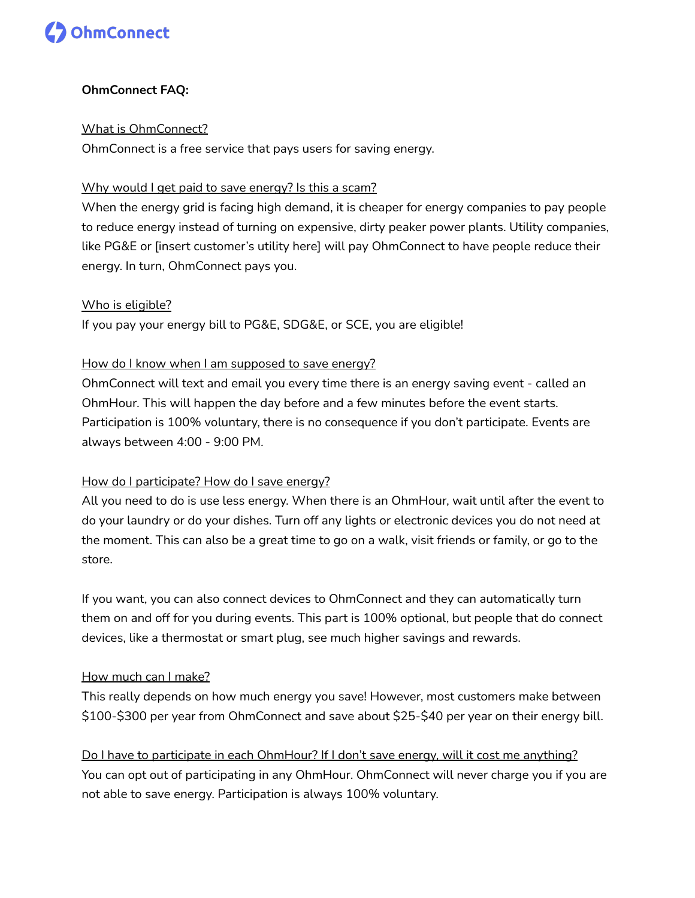OhmConnect

**OhmConnect FAQ:**

<u>What is OhmConnect?</u>

OhmConnect is a free service that pays users for saving energy.

<u>Why would I get paid to save energy? Is this a scam?</u>

When the energy grid is facing high demand, it is cheaper for energy companies to pay people to reduce energy instead of turning on expensive, dirty peaker power plants. Utility companies, like PG&E or [insert customer's utility here] will pay OhmConnect to have people reduce their energy. In turn, OhmConnect pays you.

<u>Who is eligible?</u>

If you pay your energy bill to PG&E, SDG&E, or SCE, you are eligible!

<u>How do I know when I am supposed to save energy?</u>

OhmConnect will text and email you every time there is an energy saving event - called an OhmHour. This will happen the day before and a few minutes before the event starts. Participation is 100% voluntary, there is no consequence if you don't participate. Events are always between 4:00 - 9:00 PM.

<u>How do I participate? How do I save energy?</u>

All you need to do is use less energy. When there is an OhmHour, wait until after the event to do your laundry or do your dishes. Turn off any lights or electronic devices you do not need at the moment. This can also be a great time to go on a walk, visit friends or family, or go to the store.

If you want, you can also connect devices to OhmConnect and they can automatically turn them on and off for you during events. This part is 100% optional, but people that do connect devices, like a thermostat or smart plug, see much higher savings and rewards.

<u>How much can I make?</u>

This really depends on how much energy you save! However, most customers make between $100-$300 per year from OhmConnect and save about $25-$40 per year on their energy bill.

<u>Do I have to participate in each OhmHour? If I don't save energy, will it cost me anything?</u>

You can opt out of participating in any OhmHour. OhmConnect will never charge you if you are not able to save energy. Participation is always 100% voluntary.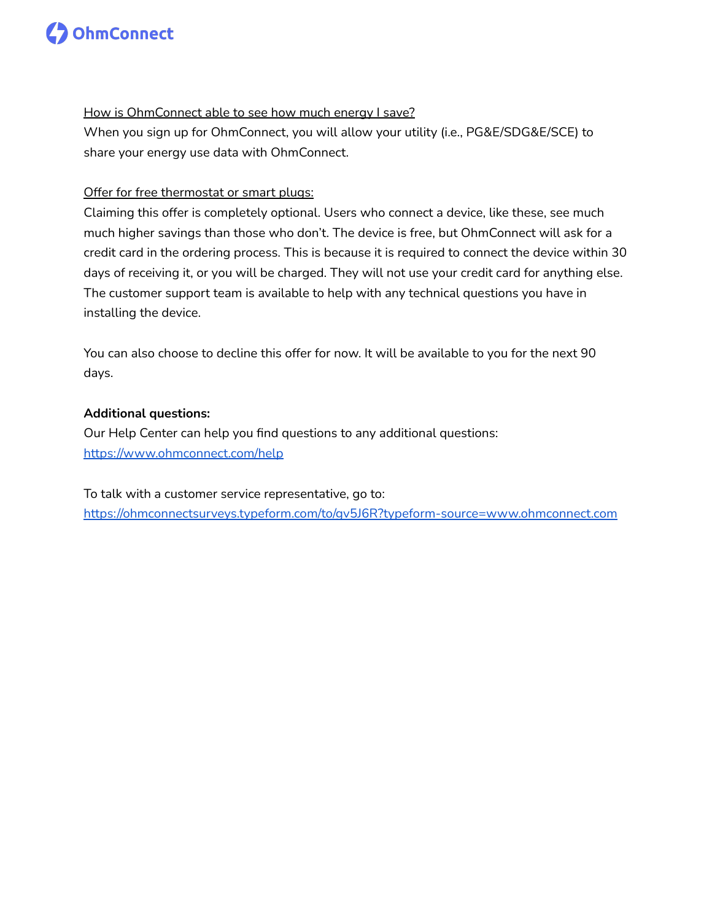How is OhmConnect able to see how much energy I save?

When you sign up for OhmConnect, you will allow your utility (i.e., PG&E/SDG&E/SCE) to share your energy use data with OhmConnect.

Offer for free thermostat or smart plugs:

Claiming this offer is completely optional. Users who connect a device, like these, see much much higher savings than those who don't. The device is free, but OhmConnect will ask for a credit card in the ordering process. This is because it is required to connect the device within 30 days of receiving it, or you will be charged. They will not use your credit card for anything else. The customer support team is available to help with any technical questions you have in installing the device.

You can also choose to decline this offer for now. It will be available to you for the next 90 days.

**Additional questions:**

Our Help Center can help you find questions to any additional questions: https://www.ohmconnect.com/help

To talk with a customer service representative, go to: https://ohmconnectsurveys.typeform.com/to/qv5J6R?typeform-source=www.ohmconnect.com